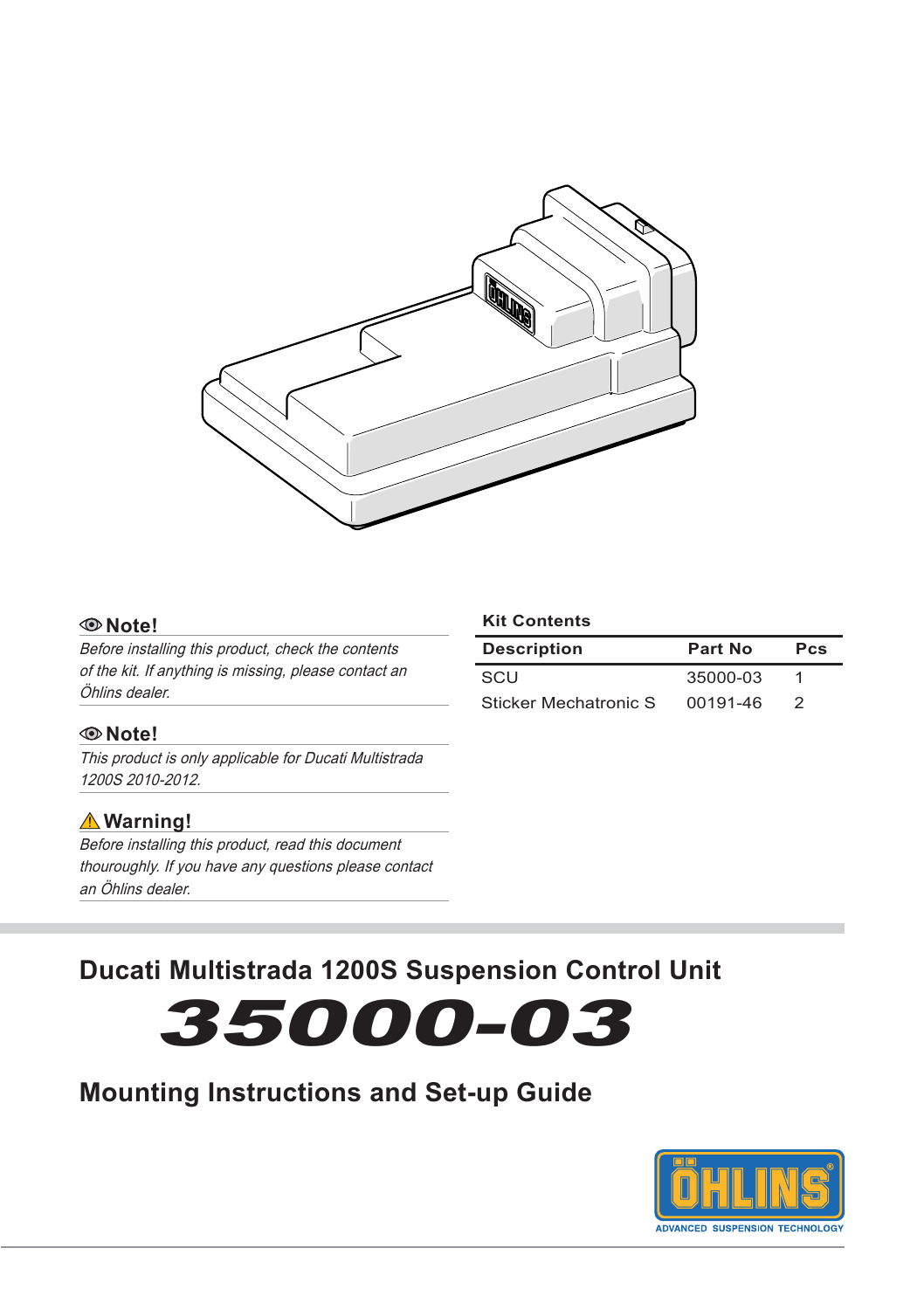**Note!**

*Before installing this product, check the contents of the kit. If anything is missing, please contact an Öhlins dealer.*

**Note!**

*This product is only applicable for Ducati Multistrada 1200S 2010-2012.*

**Warning!**

*Before installing this product, read this document thouroughly. If you have any questions please contact an Öhlins dealer.*

**Kit Contents**

| Description | Part No | Pcs |
|---|---|---|
| SCU | 35000-03 | 1 |
| Sticker Mechatronic S | 00191-46 | 2 |

## Ducati Multistrada 1200S Suspension Control Unit

# 35000-03

## Mounting Instructions and Set-up Guide

ÖHLINS ADVANCED SUSPENSION TECHNOLOGY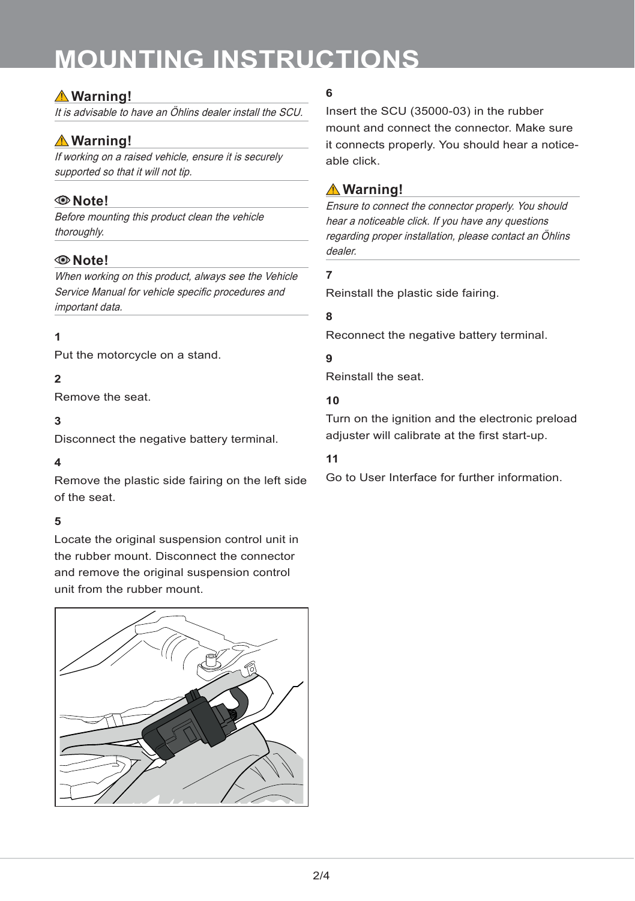# MOUNTING INSTRUCTIONS

### ⚠ Warning!

*It is advisable to have an Öhlins dealer install the SCU.*

### ⚠ Warning!

*If working on a raised vehicle, ensure it is securely supported so that it will not tip.*

### Note!

*Before mounting this product clean the vehicle thoroughly.*

### Note!

*When working on this product, always see the Vehicle Service Manual for vehicle specific procedures and important data.*

**1**

Put the motorcycle on a stand.

**2**

Remove the seat.

**3**

Disconnect the negative battery terminal.

**4**

Remove the plastic side fairing on the left side of the seat.

**5**

Locate the original suspension control unit in the rubber mount. Disconnect the connector and remove the original suspension control unit from the rubber mount.

**6**

Insert the SCU (35000-03) in the rubber mount and connect the connector. Make sure it connects properly. You should hear a noticeable click.

### ⚠ Warning!

*Ensure to connect the connector properly. You should hear a noticeable click. If you have any questions regarding proper installation, please contact an Öhlins dealer.*

**7**

Reinstall the plastic side fairing.

**8**

Reconnect the negative battery terminal.

**9**

Reinstall the seat.

**10**

Turn on the ignition and the electronic preload adjuster will calibrate at the first start-up.

**11**

Go to User Interface for further information.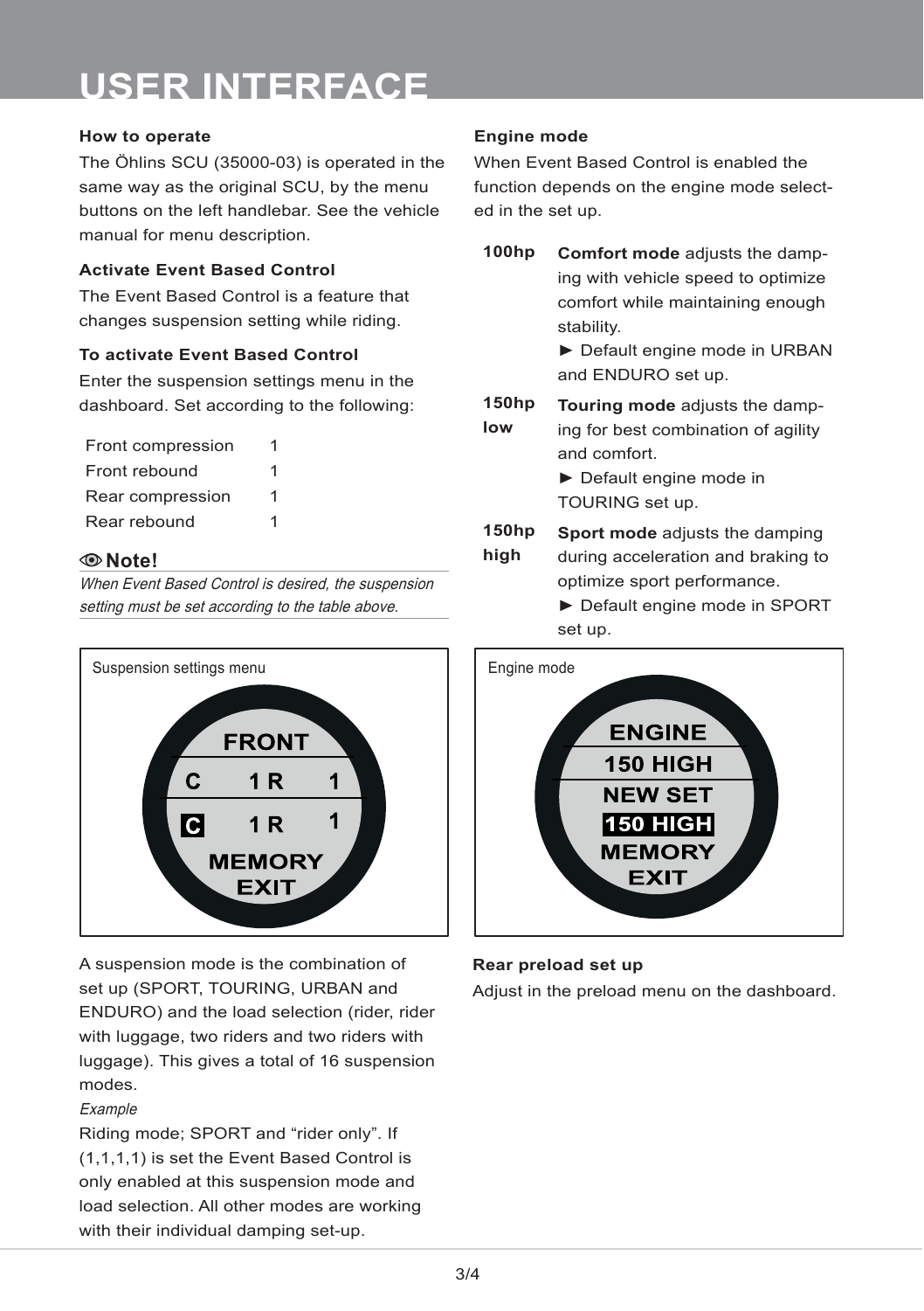# USER INTERFACE

### How to operate

The Öhlins SCU (35000-03) is operated in the same way as the original SCU, by the menu buttons on the left handlebar. See the vehicle manual for menu description.

### Activate Event Based Control

The Event Based Control is a feature that changes suspension setting while riding.

### To activate Event Based Control

Enter the suspension settings menu in the dashboard. Set according to the following:

| | |
|---|---|
| Front compression | 1 |
| Front rebound | 1 |
| Rear compression | 1 |
| Rear rebound | 1 |

**Note!**

*When Event Based Control is desired, the suspension setting must be set according to the table above.*

Suspension settings menu

FRONT
C 1 R 1
C 1 R 1
MEMORY
EXIT

A suspension mode is the combination of set up (SPORT, TOURING, URBAN and ENDURO) and the load selection (rider, rider with luggage, two riders and two riders with luggage). This gives a total of 16 suspension modes.

*Example*

Riding mode; SPORT and "rider only". If (1,1,1,1) is set the Event Based Control is only enabled at this suspension mode and load selection. All other modes are working with their individual damping set-up.

### Engine mode

When Event Based Control is enabled the function depends on the engine mode selected in the set up.

| | |
|---|---|
| **100hp** | **Comfort mode** adjusts the damping with vehicle speed to optimize comfort while maintaining enough stability.<br>► Default engine mode in URBAN and ENDURO set up. |
| **150hp low** | **Touring mode** adjusts the damping for best combination of agility and comfort.<br>► Default engine mode in TOURING set up. |
| **150hp high** | **Sport mode** adjusts the damping during acceleration and braking to optimize sport performance.<br>► Default engine mode in SPORT set up. |

Engine mode

ENGINE
150 HIGH
NEW SET
150 HIGH
MEMORY
EXIT

### Rear preload set up

Adjust in the preload menu on the dashboard.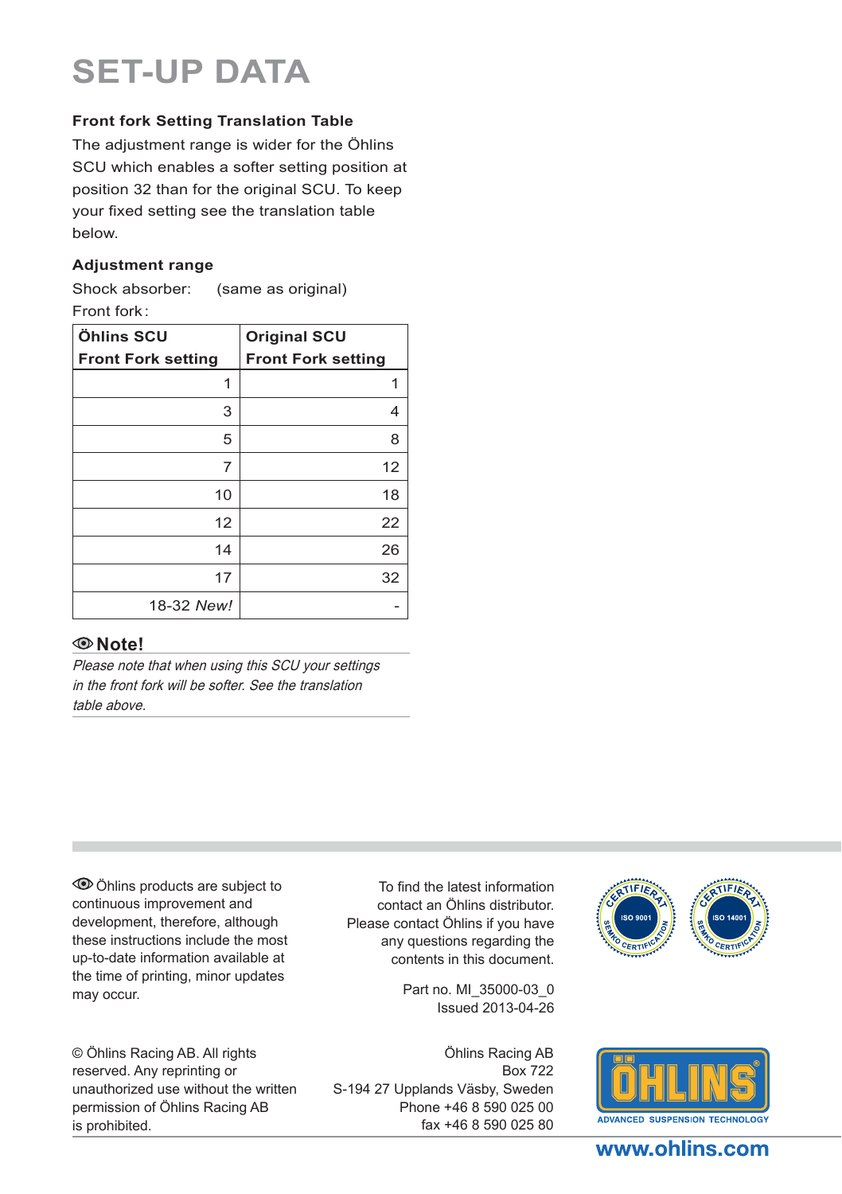# SET-UP DATA

### Front fork Setting Translation Table

The adjustment range is wider for the Öhlins SCU which enables a softer setting position at position 32 than for the original SCU. To keep your fixed setting see the translation table below.

### Adjustment range

Shock absorber: (same as original)

Front fork:

| Öhlins SCU Front Fork setting | Original SCU Front Fork setting |
|---:|---:|
| 1 | 1 |
| 3 | 4 |
| 5 | 8 |
| 7 | 12 |
| 10 | 18 |
| 12 | 22 |
| 14 | 26 |
| 17 | 32 |
| 18-32 *New!* | - |

**Note!**

*Please note that when using this SCU your settings in the front fork will be softer. See the translation table above.*

Öhlins products are subject to continuous improvement and development, therefore, although these instructions include the most up-to-date information available at the time of printing, minor updates may occur.

To find the latest information contact an Öhlins distributor. Please contact Öhlins if you have any questions regarding the contents in this document.

Part no. MI_35000-03_0
Issued 2013-04-26

ISO 9001 — SEMKO CERTIFIERAT CERTIFICATION
ISO 14001 — SEMKO CERTIFIERAT CERTIFICATION

© Öhlins Racing AB. All rights reserved. Any reprinting or unauthorized use without the written permission of Öhlins Racing AB is prohibited.

Öhlins Racing AB
Box 722
S-194 27 Upplands Väsby, Sweden
Phone +46 8 590 025 00
fax +46 8 590 025 80

ÖHLINS ADVANCED SUSPENSION TECHNOLOGY

www.ohlins.com